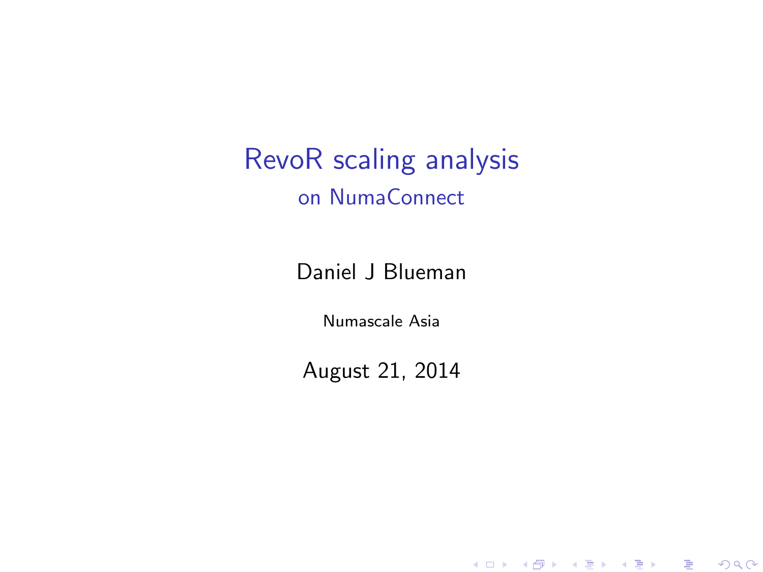# RevoR scaling analysis

## on NumaConnect

Daniel J Blueman

Numascale Asia

August 21, 2014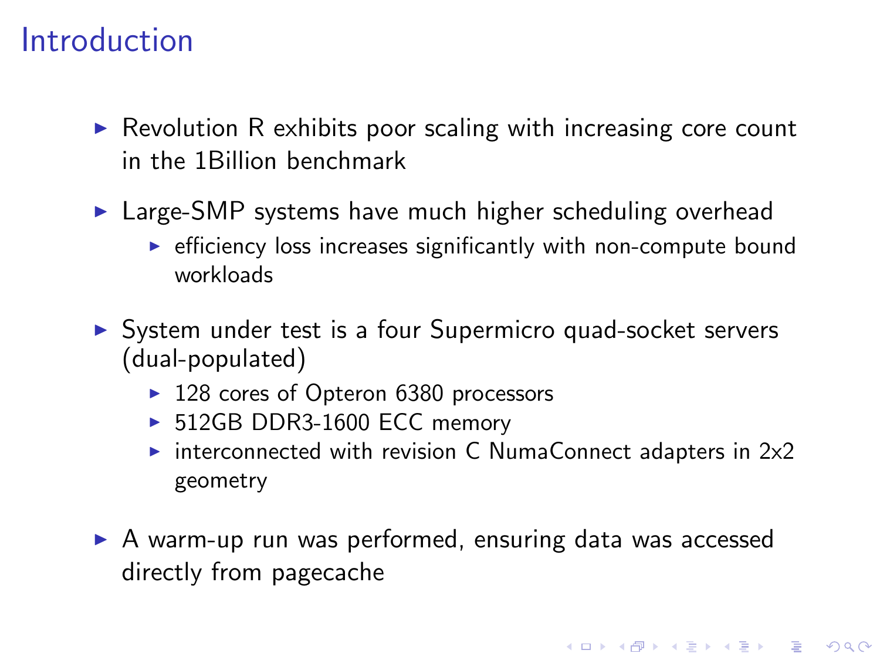# Introduction

- Revolution R exhibits poor scaling with increasing core count in the 1Billion benchmark
- Large-SMP systems have much higher scheduling overhead
  - efficiency loss increases significantly with non-compute bound workloads
- System under test is a four Supermicro quad-socket servers (dual-populated)
  - 128 cores of Opteron 6380 processors
  - 512GB DDR3-1600 ECC memory
  - interconnected with revision C NumaConnect adapters in 2x2 geometry
- A warm-up run was performed, ensuring data was accessed directly from pagecache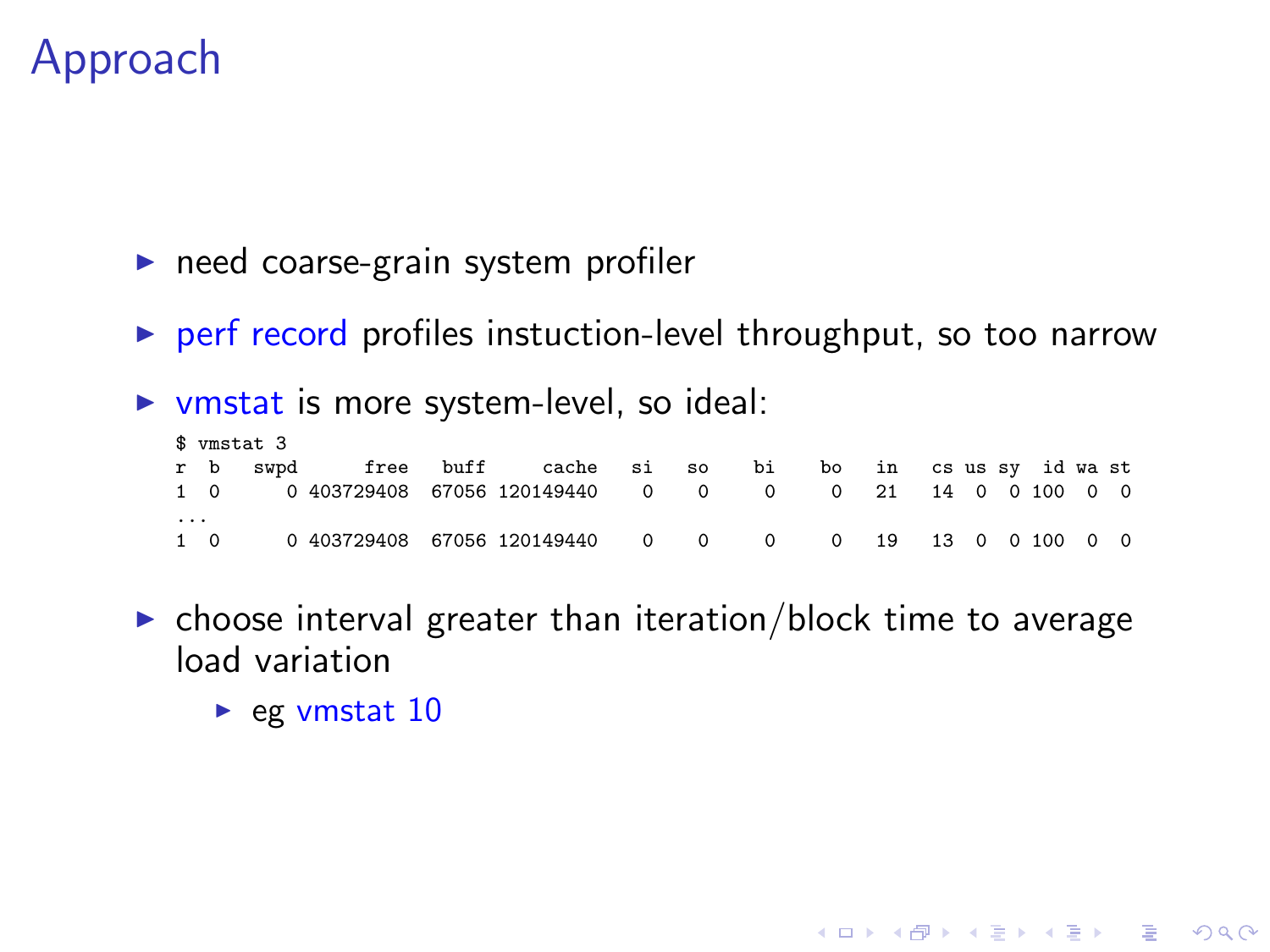# Approach

- need coarse-grain system profiler
- perf record profiles instuction-level throughput, so too narrow
- vmstat is more system-level, so ideal:

```
$ vmstat 3
r  b   swpd       free   buff      cache   si    so    bi    bo   in    cs us sy  id wa st
1  0      0 403729408  67056 120149440    0     0     0     0   21    14  0  0 100  0  0
...
1  0      0 403729408  67056 120149440    0     0     0     0   19    13  0  0 100  0  0
```

- choose interval greater than iteration/block time to average load variation
  - eg vmstat 10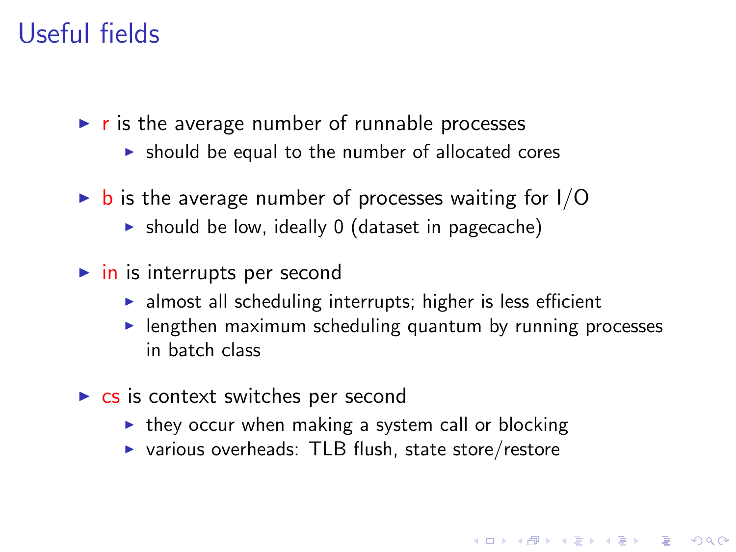# Useful fields

- r is the average number of runnable processes
  - should be equal to the number of allocated cores
- b is the average number of processes waiting for I/O
  - should be low, ideally 0 (dataset in pagecache)
- in is interrupts per second
  - almost all scheduling interrupts; higher is less efficient
  - lengthen maximum scheduling quantum by running processes in batch class
- cs is context switches per second
  - they occur when making a system call or blocking
  - various overheads: TLB flush, state store/restore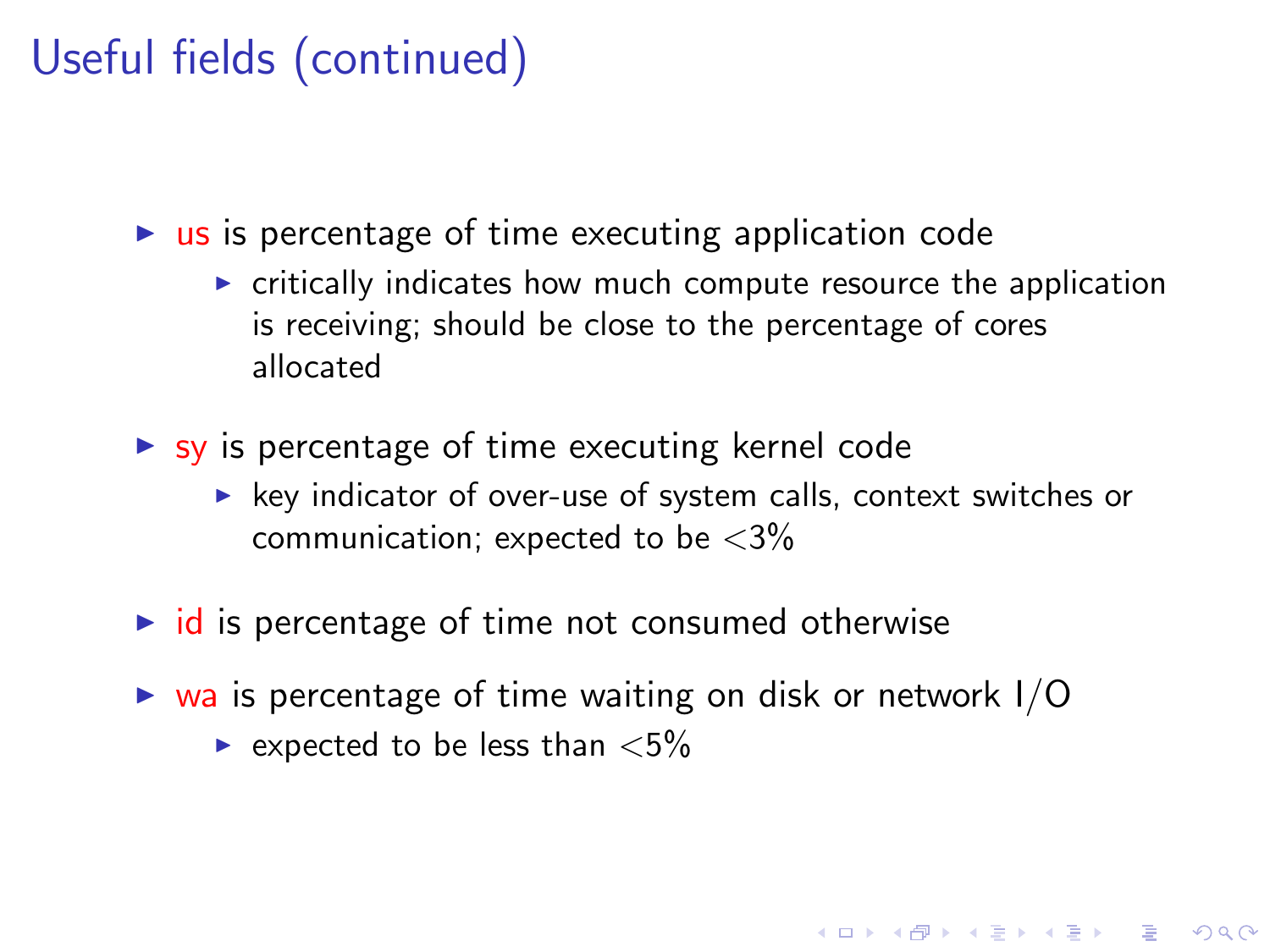# Useful fields (continued)

- us is percentage of time executing application code
  - critically indicates how much compute resource the application is receiving; should be close to the percentage of cores allocated
- sy is percentage of time executing kernel code
  - key indicator of over-use of system calls, context switches or communication; expected to be $<3\%$
- id is percentage of time not consumed otherwise
- wa is percentage of time waiting on disk or network I/O
  - expected to be less than $<5\%$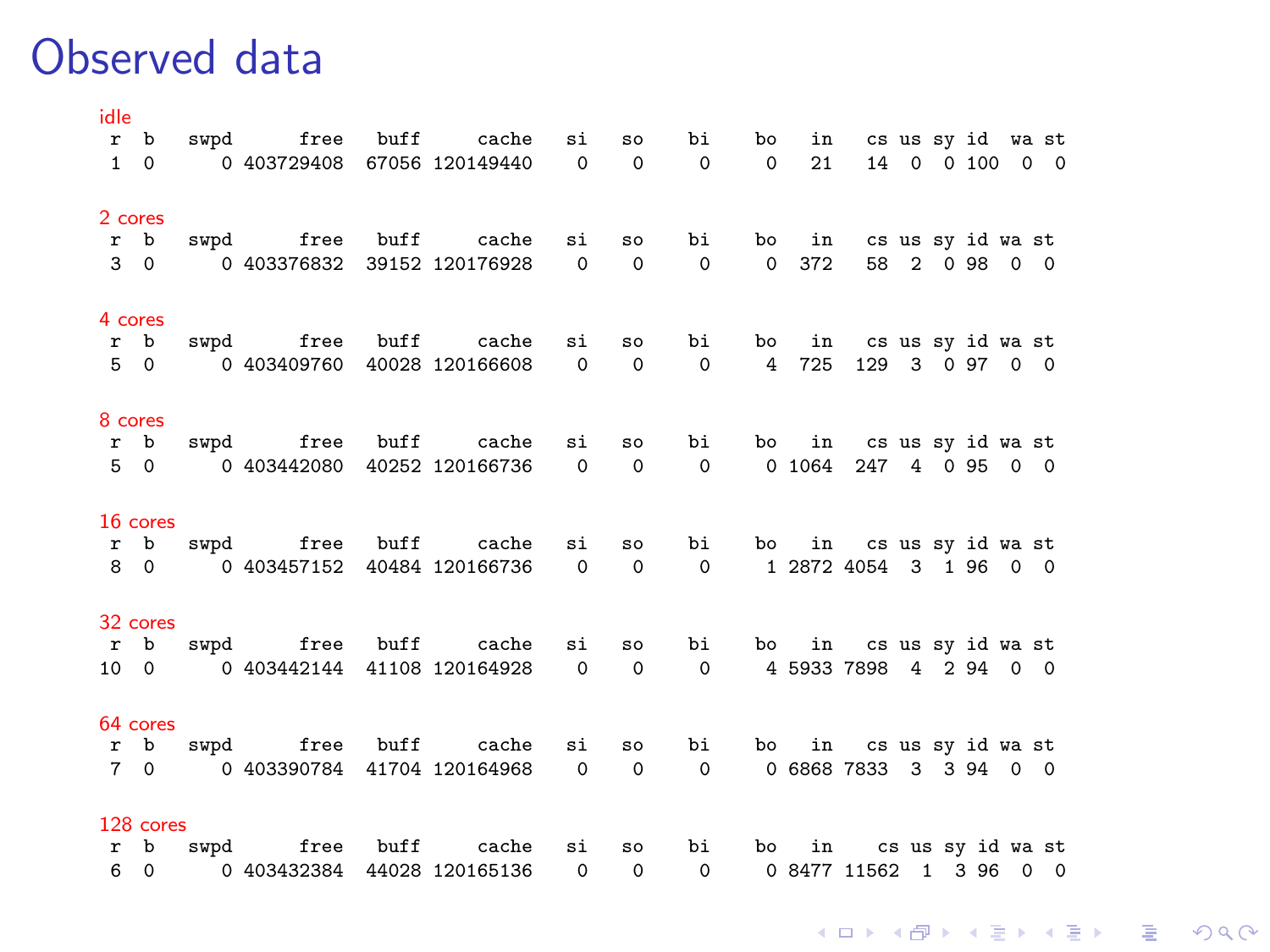# Observed data

idle

```
 r  b   swpd      free   buff     cache   si   so    bi    bo   in   cs us sy id  wa st
 1  0      0 403729408  67056 120149440    0    0     0     0   21   14  0  0 100  0  0
```

2 cores

```
 r  b   swpd      free   buff     cache   si   so    bi    bo   in   cs us sy id wa st
 3  0      0 403376832  39152 120176928    0    0     0     0  372   58  2  0 98  0  0
```

4 cores

```
 r  b   swpd      free   buff     cache   si   so    bi    bo   in   cs us sy id wa st
 5  0      0 403409760  40028 120166608    0    0     0     4  725  129  3  0 97  0  0
```

8 cores

```
 r  b   swpd      free   buff     cache   si   so    bi    bo   in   cs us sy id wa st
 5  0      0 403442080  40252 120166736    0    0     0     0 1064  247  4  0 95  0  0
```

16 cores

```
 r  b   swpd      free   buff     cache   si   so    bi    bo   in   cs us sy id wa st
 8  0      0 403457152  40484 120166736    0    0     0     1 2872 4054  3  1 96  0  0
```

32 cores

```
 r  b   swpd      free   buff     cache   si   so    bi    bo   in   cs us sy id wa st
10  0      0 403442144  41108 120164928    0    0     0     4 5933 7898  4  2 94  0  0
```

64 cores

```
 r  b   swpd      free   buff     cache   si   so    bi    bo   in   cs us sy id wa st
 7  0      0 403390784  41704 120164968    0    0     0     0 6868 7833  3  3 94  0  0
```

128 cores

```
 r  b   swpd      free   buff     cache   si   so    bi    bo   in    cs us sy id  wa st
 6  0      0 403432384  44028 120165136    0    0     0     0 8477 11562  1  3 96  0  0
```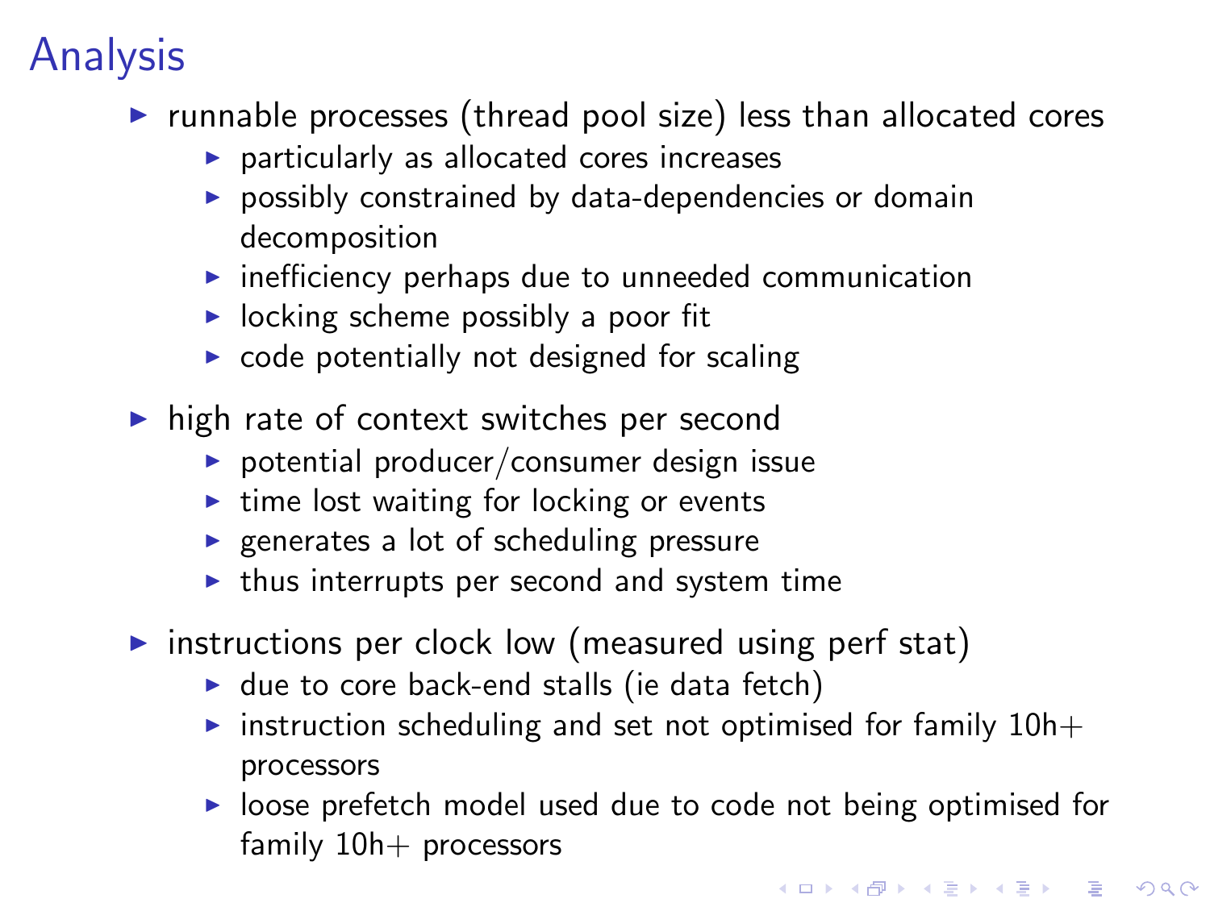# Analysis

- runnable processes (thread pool size) less than allocated cores
  - particularly as allocated cores increases
  - possibly constrained by data-dependencies or domain decomposition
  - inefficiency perhaps due to unneeded communication
  - locking scheme possibly a poor fit
  - code potentially not designed for scaling
- high rate of context switches per second
  - potential producer/consumer design issue
  - time lost waiting for locking or events
  - generates a lot of scheduling pressure
  - thus interrupts per second and system time
- instructions per clock low (measured using perf stat)
  - due to core back-end stalls (ie data fetch)
  - instruction scheduling and set not optimised for family 10h+ processors
  - loose prefetch model used due to code not being optimised for family 10h+ processors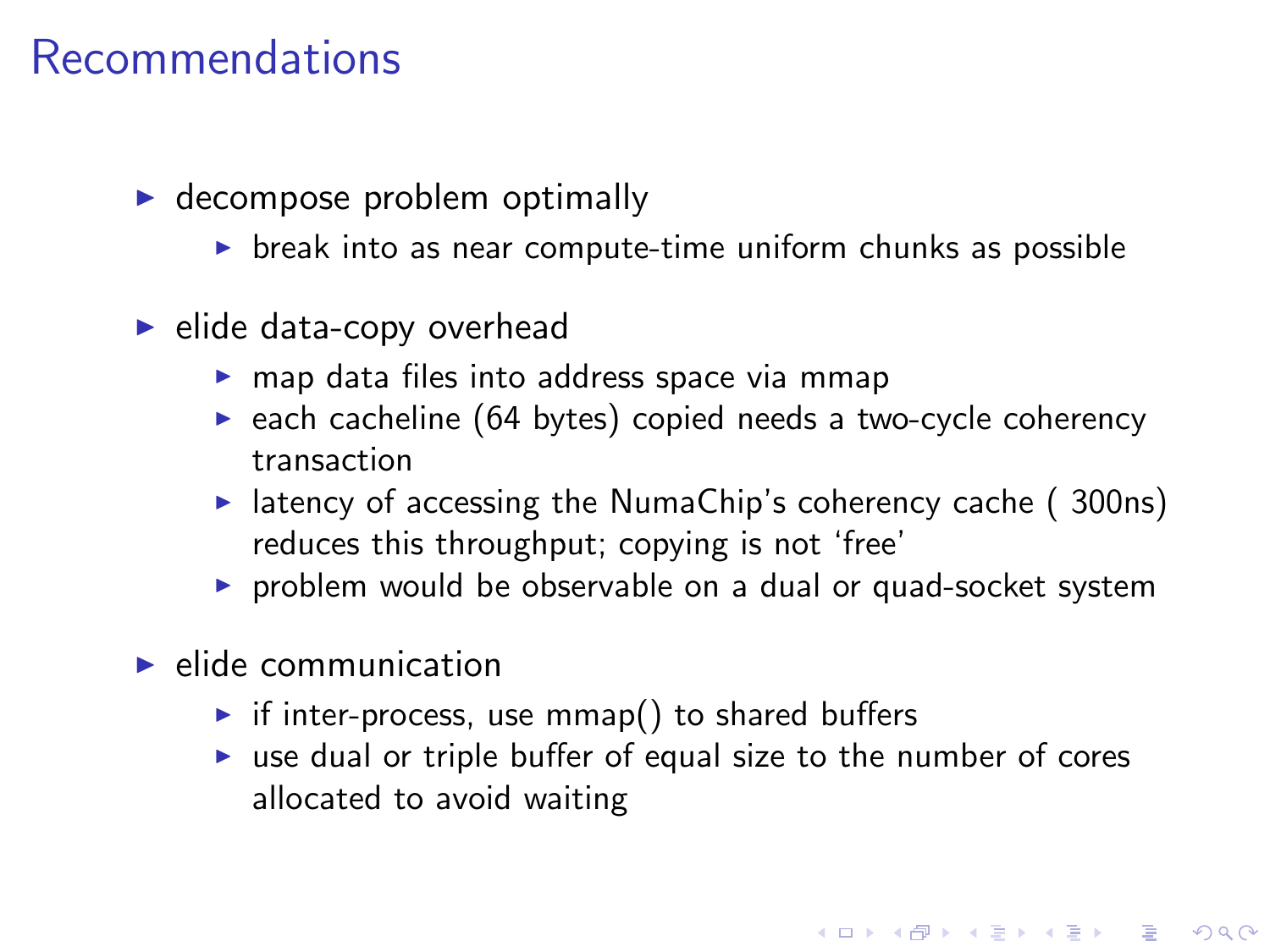# Recommendations

- decompose problem optimally
  - break into as near compute-time uniform chunks as possible
- elide data-copy overhead
  - map data files into address space via mmap
  - each cacheline (64 bytes) copied needs a two-cycle coherency transaction
  - latency of accessing the NumaChip's coherency cache ( 300ns) reduces this throughput; copying is not 'free'
  - problem would be observable on a dual or quad-socket system
- elide communication
  - if inter-process, use mmap() to shared buffers
  - use dual or triple buffer of equal size to the number of cores allocated to avoid waiting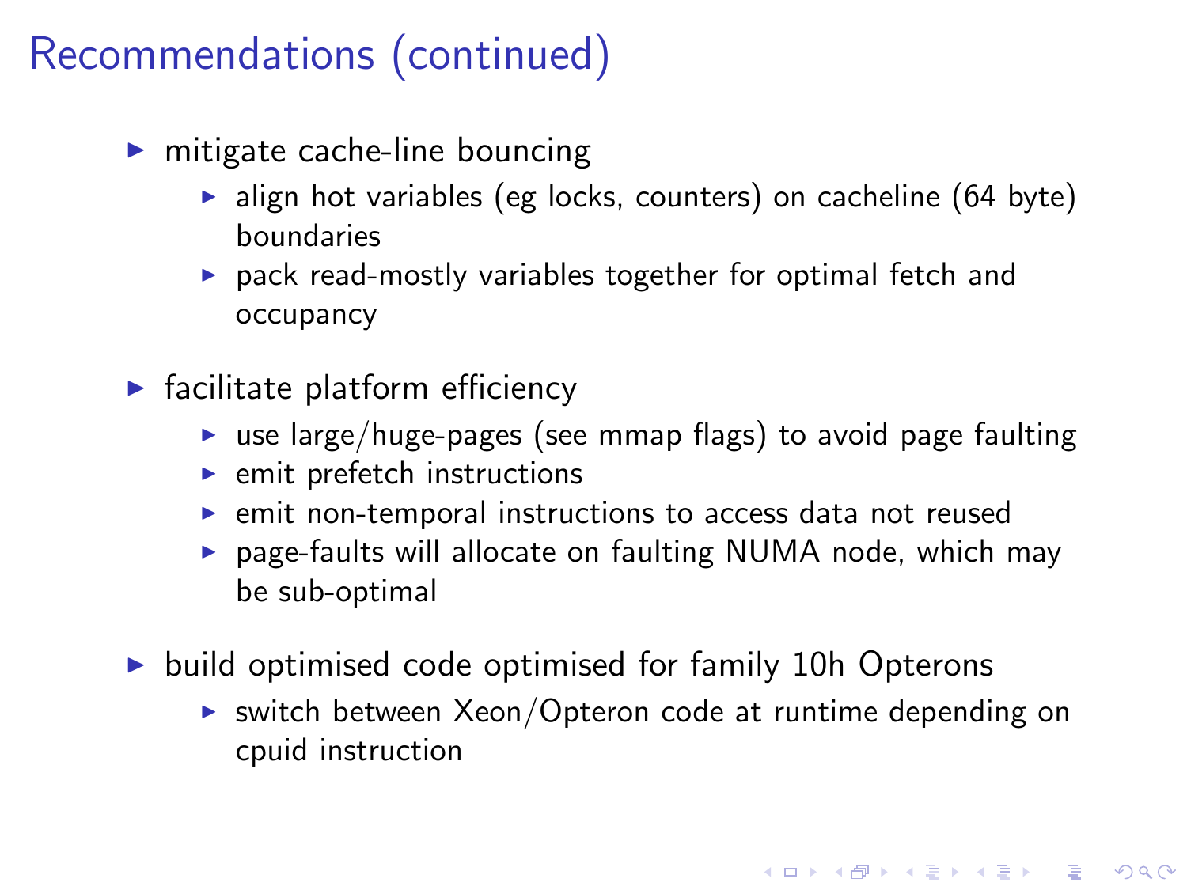# Recommendations (continued)

- mitigate cache-line bouncing
  - align hot variables (eg locks, counters) on cacheline (64 byte) boundaries
  - pack read-mostly variables together for optimal fetch and occupancy
- facilitate platform efficiency
  - use large/huge-pages (see mmap flags) to avoid page faulting
  - emit prefetch instructions
  - emit non-temporal instructions to access data not reused
  - page-faults will allocate on faulting NUMA node, which may be sub-optimal
- build optimised code optimised for family 10h Opterons
  - switch between Xeon/Opteron code at runtime depending on cpuid instruction